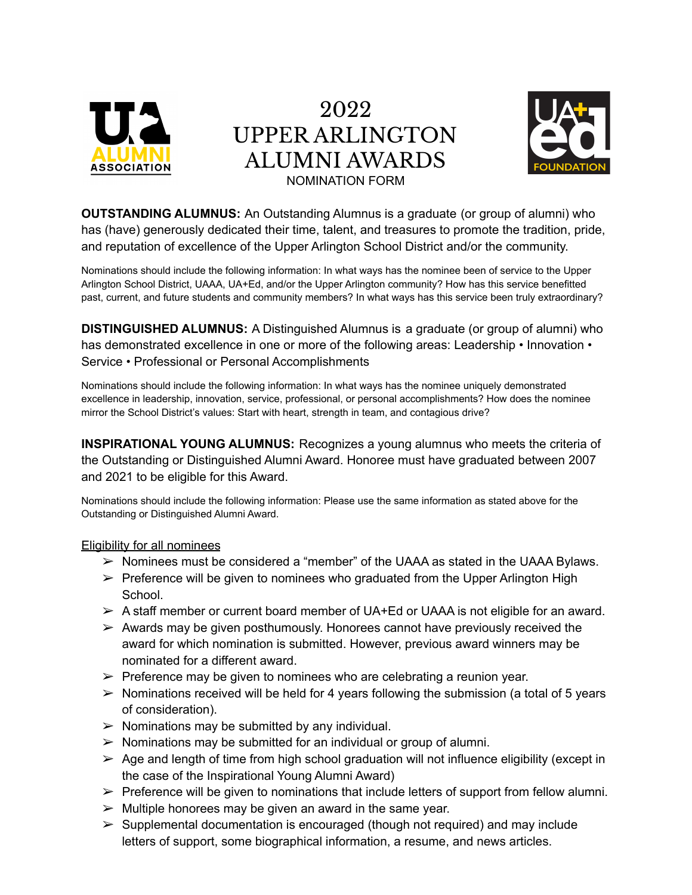# 2022 UPPER ARLINGTON ALUMNI AWARDS

NOMINATION FORM

**OUTSTANDING ALUMNUS:** An Outstanding Alumnus is a graduate (or group of alumni) who has (have) generously dedicated their time, talent, and treasures to promote the tradition, pride, and reputation of excellence of the Upper Arlington School District and/or the community.

Nominations should include the following information: In what ways has the nominee been of service to the Upper Arlington School District, UAAA, UA+Ed, and/or the Upper Arlington community? How has this service benefitted past, current, and future students and community members? In what ways has this service been truly extraordinary?

**DISTINGUISHED ALUMNUS:** A Distinguished Alumnus is a graduate (or group of alumni) who has demonstrated excellence in one or more of the following areas: Leadership • Innovation • Service • Professional or Personal Accomplishments

Nominations should include the following information: In what ways has the nominee uniquely demonstrated excellence in leadership, innovation, service, professional, or personal accomplishments? How does the nominee mirror the School District's values: Start with heart, strength in team, and contagious drive?

**INSPIRATIONAL YOUNG ALUMNUS:** Recognizes a young alumnus who meets the criteria of the Outstanding or Distinguished Alumni Award. Honoree must have graduated between 2007 and 2021 to be eligible for this Award.

Nominations should include the following information: Please use the same information as stated above for the Outstanding or Distinguished Alumni Award.

Eligibility for all nominees

- Nominees must be considered a "member" of the UAAA as stated in the UAAA Bylaws.
- Preference will be given to nominees who graduated from the Upper Arlington High School.
- A staff member or current board member of UA+Ed or UAAA is not eligible for an award.
- Awards may be given posthumously. Honorees cannot have previously received the award for which nomination is submitted. However, previous award winners may be nominated for a different award.
- Preference may be given to nominees who are celebrating a reunion year.
- Nominations received will be held for 4 years following the submission (a total of 5 years of consideration).
- Nominations may be submitted by any individual.
- Nominations may be submitted for an individual or group of alumni.
- Age and length of time from high school graduation will not influence eligibility (except in the case of the Inspirational Young Alumni Award)
- Preference will be given to nominations that include letters of support from fellow alumni.
- Multiple honorees may be given an award in the same year.
- Supplemental documentation is encouraged (though not required) and may include letters of support, some biographical information, a resume, and news articles.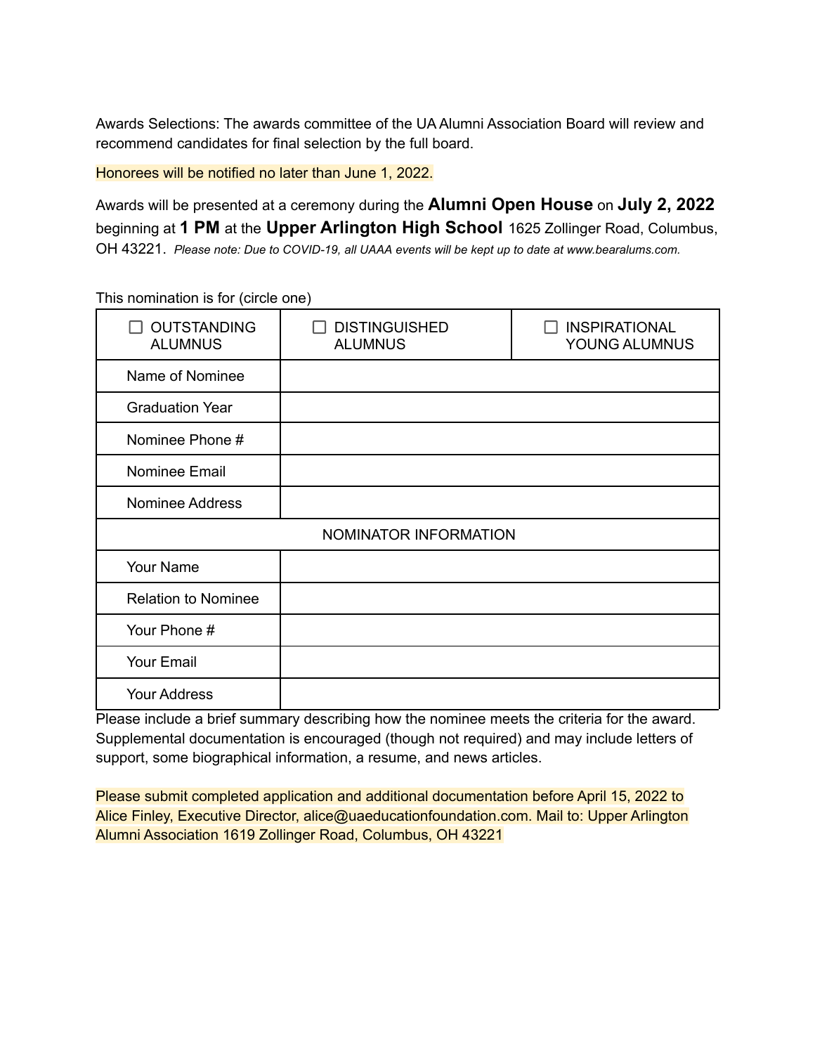Awards Selections: The awards committee of the UA Alumni Association Board will review and recommend candidates for final selection by the full board.

Honorees will be notified no later than June 1, 2022.

Awards will be presented at a ceremony during the **Alumni Open House** on **July 2, 2022** beginning at **1 PM** at the **Upper Arlington High School** 1625 Zollinger Road, Columbus, OH 43221. *Please note: Due to COVID-19, all UAAA events will be kept up to date at www.bearalums.com.*

This nomination is for (circle one)

| ☐ OUTSTANDING ALUMNUS | ☐ DISTINGUISHED ALUMNUS | ☐ INSPIRATIONAL YOUNG ALUMNUS |
|---|---|---|
| Name of Nominee | | |
| Graduation Year | | |
| Nominee Phone # | | |
| Nominee Email | | |
| Nominee Address | | |
| NOMINATOR INFORMATION | | |
| Your Name | | |
| Relation to Nominee | | |
| Your Phone # | | |
| Your Email | | |
| Your Address | | |

Please include a brief summary describing how the nominee meets the criteria for the award. Supplemental documentation is encouraged (though not required) and may include letters of support, some biographical information, a resume, and news articles.

Please submit completed application and additional documentation before April 15, 2022 to Alice Finley, Executive Director, alice@uaeducationfoundation.com. Mail to: Upper Arlington Alumni Association 1619 Zollinger Road, Columbus, OH 43221